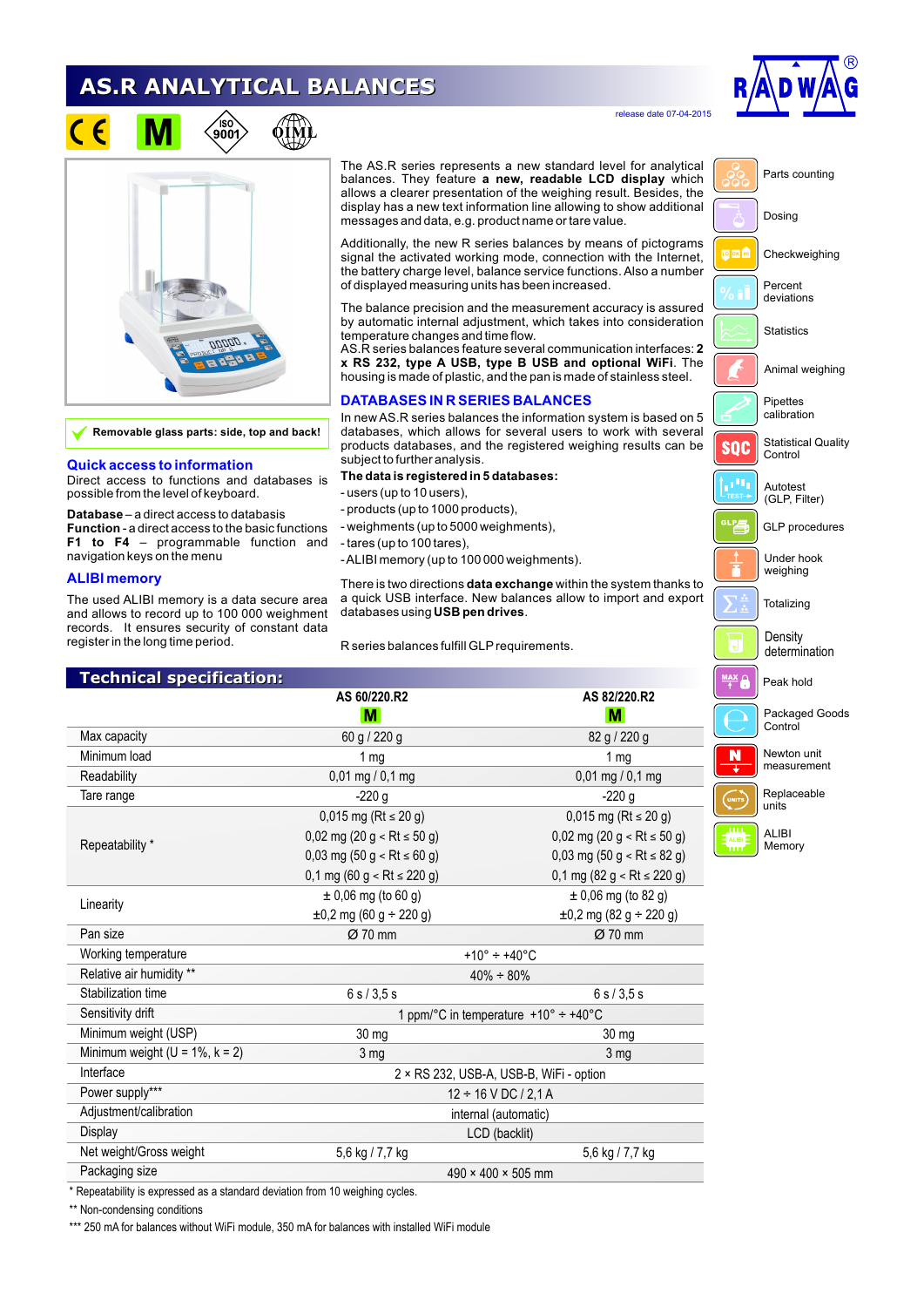# AS.R ANALYTICAL BALANCES

release date 07-04-2015

Removable glass parts: side, top and back!

## Quick access to information

Direct access to functions and databases is possible from the level of keyboard.

**Database** – a direct access to databasis
**Function** - a direct access to the basic functions
**F1 to F4** – programmable function and navigation keys on the menu

## ALIBI memory

The used ALIBI memory is a data secure area and allows to record up to 100 000 weighment records. It ensures security of constant data register in the long time period.

The AS.R series represents a new standard level for analytical balances. They feature **a new, readable LCD display** which allows a clearer presentation of the weighing result. Besides, the display has a new text information line allowing to show additional messages and data, e.g. product name or tare value.

Additionally, the new R series balances by means of pictograms signal the activated working mode, connection with the Internet, the battery charge level, balance service functions. Also a number of displayed measuring units has been increased.

The balance precision and the measurement accuracy is assured by automatic internal adjustment, which takes into consideration temperature changes and time flow.
AS.R series balances feature several communication interfaces: **2 x RS 232, type A USB, type B USB and optional WiFi**. The housing is made of plastic, and the pan is made of stainless steel.

## DATABASES IN R SERIES BALANCES

In new AS.R series balances the information system is based on 5 databases, which allows for several users to work with several products databases, and the registered weighing results can be subject to further analysis.

**The data is registered in 5 databases:**

- users (up to 10 users),
- products (up to 1000 products),
- weighments (up to 5000 weighments),
- tares (up to 100 tares),
- ALIBI memory (up to 100 000 weighments).

There is two directions **data exchange** within the system thanks to a quick USB interface. New balances allow to import and export databases using **USB pen drives**.

R series balances fulfill GLP requirements.

- Parts counting
- Dosing
- Checkweighing
- Percent deviations
- Statistics
- Animal weighing
- Pipettes calibration
- Statistical Quality Control
- Autotest (GLP, Filter)
- GLP procedures
- Under hook weighing
- Totalizing
- Density determination
- Peak hold
- Packaged Goods Control
- Newton unit measurement
- Replaceable units
- ALIBI Memory

## Technical specification:

| | AS 60/220.R2 | AS 82/220.R2 |
|---|---|---|
| | M | M |
| Max capacity | 60 g / 220 g | 82 g / 220 g |
| Minimum load | 1 mg | 1 mg |
| Readability | 0,01 mg / 0,1 mg | 0,01 mg / 0,1 mg |
| Tare range | -220 g | -220 g |
| Repeatability * | 0,015 mg (Rt ≤ 20 g)<br>0,02 mg (20 g < Rt ≤ 50 g)<br>0,03 mg (50 g < Rt ≤ 60 g)<br>0,1 mg (60 g < Rt ≤ 220 g) | 0,015 mg (Rt ≤ 20 g)<br>0,02 mg (20 g < Rt ≤ 50 g)<br>0,03 mg (50 g < Rt ≤ 82 g)<br>0,1 mg (82 g < Rt ≤ 220 g) |
| Linearity | ± 0,06 mg (to 60 g)<br>±0,2 mg (60 g ÷ 220 g) | ± 0,06 mg (to 82 g)<br>±0,2 mg (82 g ÷ 220 g) |
| Pan size | Ø 70 mm | Ø 70 mm |
| Working temperature | +10° ÷ +40°C | |
| Relative air humidity ** | 40% ÷ 80% | |
| Stabilization time | 6 s / 3,5 s | 6 s / 3,5 s |
| Sensitivity drift | 1 ppm/°C in temperature +10° ÷ +40°C | |
| Minimum weight (USP) | 30 mg | 30 mg |
| Minimum weight (U = 1%, k = 2) | 3 mg | 3 mg |
| Interface | 2 × RS 232, USB-A, USB-B, WiFi - option | |
| Power supply*** | 12 ÷ 16 V DC / 2,1 A | |
| Adjustment/calibration | internal (automatic) | |
| Display | LCD (backlit) | |
| Net weight/Gross weight | 5,6 kg / 7,7 kg | 5,6 kg / 7,7 kg |
| Packaging size | 490 × 400 × 505 mm | |

\* Repeatability is expressed as a standard deviation from 10 weighing cycles.

** Non-condensing conditions

*** 250 mA for balances without WiFi module, 350 mA for balances with installed WiFi module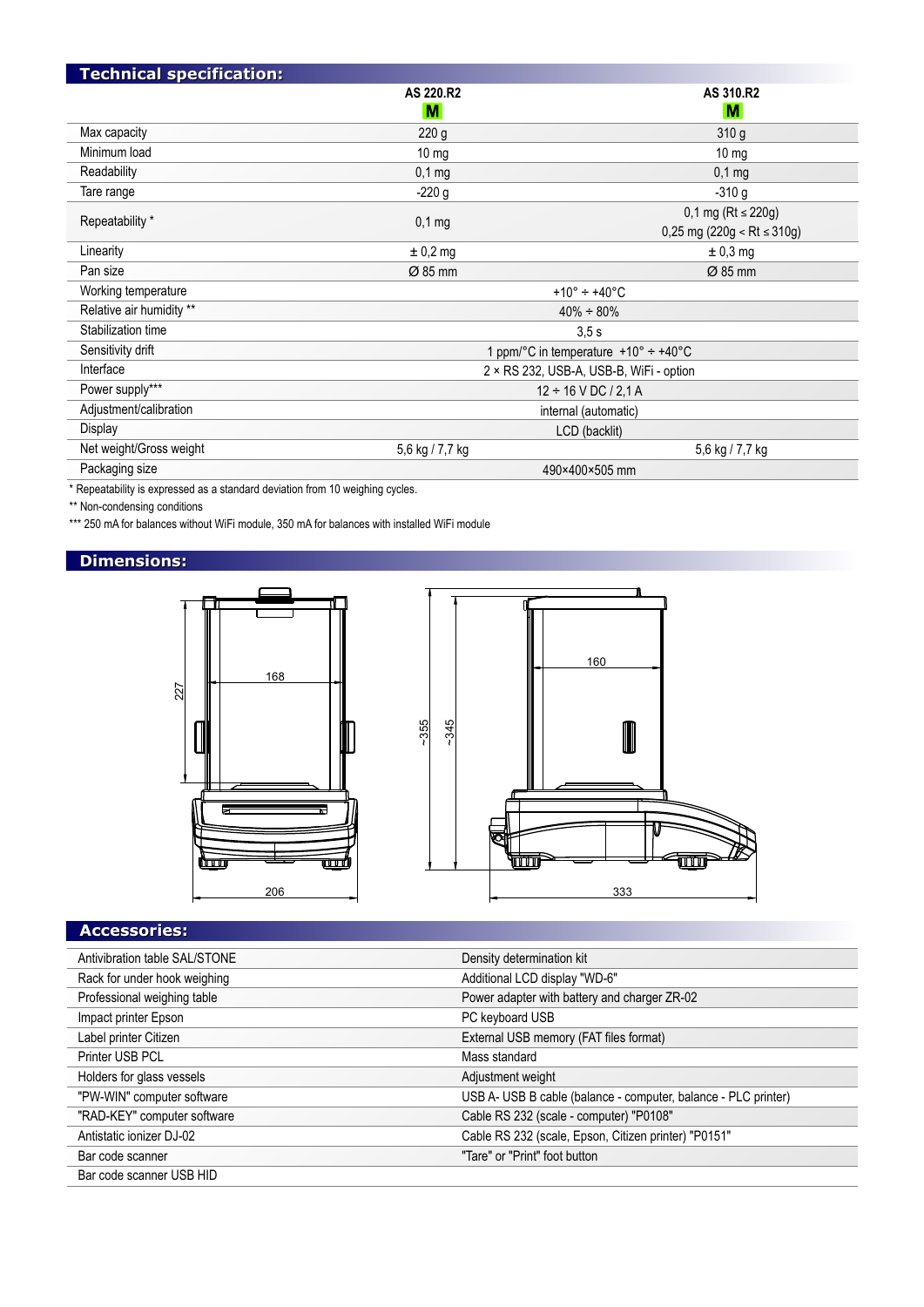## Technical specification:

| | AS 220.R2 M | AS 310.R2 M |
|---|---|---|
| Max capacity | 220 g | 310 g |
| Minimum load | 10 mg | 10 mg |
| Readability | 0,1 mg | 0,1 mg |
| Tare range | -220 g | -310 g |
| Repeatability * | 0,1 mg | 0,1 mg (Rt ≤ 220g)<br>0,25 mg (220g < Rt ≤ 310g) |
| Linearity | ± 0,2 mg | ± 0,3 mg |
| Pan size | Ø 85 mm | Ø 85 mm |
| Working temperature | +10° ÷ +40°C | |
| Relative air humidity ** | 40% ÷ 80% | |
| Stabilization time | 3,5 s | |
| Sensitivity drift | 1 ppm/°C in temperature +10° ÷ +40°C | |
| Interface | 2 × RS 232, USB-A, USB-B, WiFi - option | |
| Power supply*** | 12 ÷ 16 V DC / 2,1 A | |
| Adjustment/calibration | internal (automatic) | |
| Display | LCD (backlit) | |
| Net weight/Gross weight | 5,6 kg / 7,7 kg | 5,6 kg / 7,7 kg |
| Packaging size | 490×400×505 mm | |

\* Repeatability is expressed as a standard deviation from 10 weighing cycles.

** Non-condensing conditions

*** 250 mA for balances without WiFi module, 350 mA for balances with installed WiFi module

## Dimensions:

227
168
206
~355
~345
160
333

## Accessories:

| | |
|---|---|
| Antivibration table SAL/STONE | Density determination kit |
| Rack for under hook weighing | Additional LCD display "WD-6" |
| Professional weighing table | Power adapter with battery and charger ZR-02 |
| Impact printer Epson | PC keyboard USB |
| Label printer Citizen | External USB memory (FAT files format) |
| Printer USB PCL | Mass standard |
| Holders for glass vessels | Adjustment weight |
| "PW-WIN" computer software | USB A- USB B cable (balance - computer, balance - PLC printer) |
| "RAD-KEY" computer software | Cable RS 232 (scale - computer) "P0108" |
| Antistatic ionizer DJ-02 | Cable RS 232 (scale, Epson, Citizen printer) "P0151" |
| Bar code scanner | "Tare" or "Print" foot button |
| Bar code scanner USB HID | |